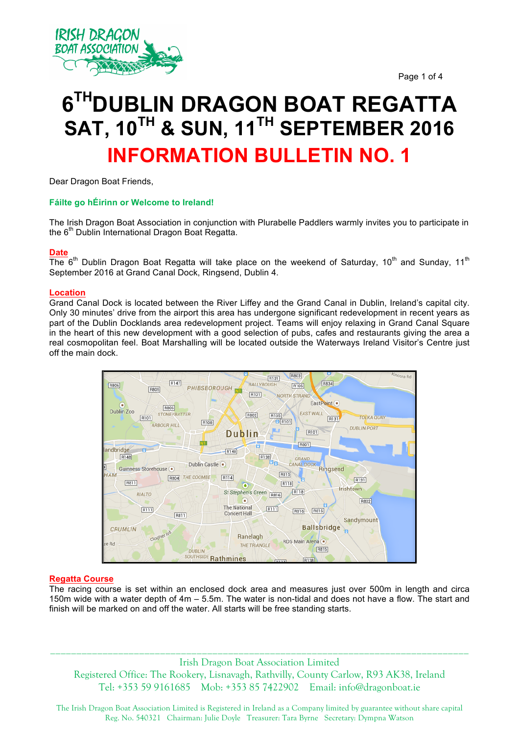# 6[TH] DUBLIN DRAGON BOAT REGATTA
# SAT, 10[TH] & SUN, 11[TH] SEPTEMBER 2016
## INFORMATION BULLETIN NO. 1

Dear Dragon Boat Friends,

**Fáilte go hÉirinn or Welcome to Ireland!**

The Irish Dragon Boat Association in conjunction with Plurabelle Paddlers warmly invites you to participate in the 6[th] Dublin International Dragon Boat Regatta.

### Date

The 6[th] Dublin Dragon Boat Regatta will take place on the weekend of Saturday, 10[th] and Sunday, 11[th] September 2016 at Grand Canal Dock, Ringsend, Dublin 4.

### Location

Grand Canal Dock is located between the River Liffey and the Grand Canal in Dublin, Ireland's capital city. Only 30 minutes' drive from the airport this area has undergone significant redevelopment in recent years as part of the Dublin Docklands area redevelopment project. Teams will enjoy relaxing in Grand Canal Square in the heart of this new development with a good selection of pubs, cafes and restaurants giving the area a real cosmopolitan feel. Boat Marshalling will be located outside the Waterways Ireland Visitor's Centre just off the main dock.

### Regatta Course

The racing course is set within an enclosed dock area and measures just over 500m in length and circa 150m wide with a water depth of 4m – 5.5m. The water is non-tidal and does not have a flow. The start and finish will be marked on and off the water. All starts will be free standing starts.

Irish Dragon Boat Association Limited
Registered Office: The Rookery, Lisnavagh, Rathvilly, County Carlow, R93 AK38, Ireland
Tel: +353 59 9161685 Mob: +353 85 7422902 Email: info@dragonboat.ie

The Irish Dragon Boat Association Limited is Registered in Ireland as a Company limited by guarantee without share capital
Reg. No. 540321 Chairman: Julie Doyle Treasurer: Tara Byrne Secretary: Dympna Watson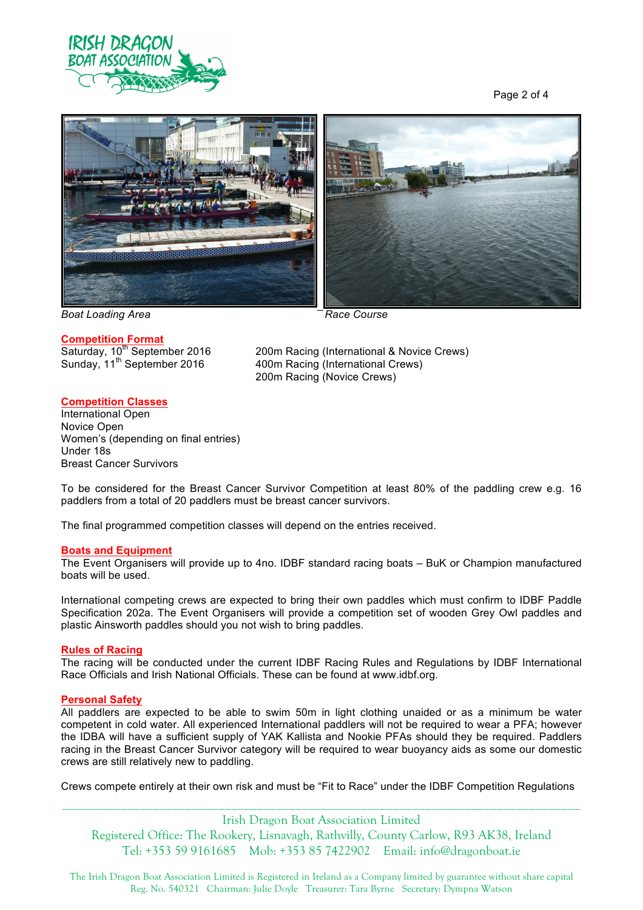*Boat Loading Area*

*Race Course*

## Competition Format

| | |
|---|---|
| Saturday, 10th September 2016 | 200m Racing (International & Novice Crews) |
| Sunday, 11th September 2016 | 400m Racing (International Crews) |
| | 200m Racing (Novice Crews) |

## Competition Classes

International Open
Novice Open
Women's (depending on final entries)
Under 18s
Breast Cancer Survivors

To be considered for the Breast Cancer Survivor Competition at least 80% of the paddling crew e.g. 16 paddlers from a total of 20 paddlers must be breast cancer survivors.

The final programmed competition classes will depend on the entries received.

## Boats and Equipment

The Event Organisers will provide up to 4no. IDBF standard racing boats – BuK or Champion manufactured boats will be used.

International competing crews are expected to bring their own paddles which must confirm to IDBF Paddle Specification 202a. The Event Organisers will provide a competition set of wooden Grey Owl paddles and plastic Ainsworth paddles should you not wish to bring paddles.

## Rules of Racing

The racing will be conducted under the current IDBF Racing Rules and Regulations by IDBF International Race Officials and Irish National Officials. These can be found at www.idbf.org.

## Personal Safety

All paddlers are expected to be able to swim 50m in light clothing unaided or as a minimum be water competent in cold water. All experienced International paddlers will not be required to wear a PFA; however the IDBA will have a sufficient supply of YAK Kallista and Nookie PFAs should they be required. Paddlers racing in the Breast Cancer Survivor category will be required to wear buoyancy aids as some our domestic crews are still relatively new to paddling.

Crews compete entirely at their own risk and must be "Fit to Race" under the IDBF Competition Regulations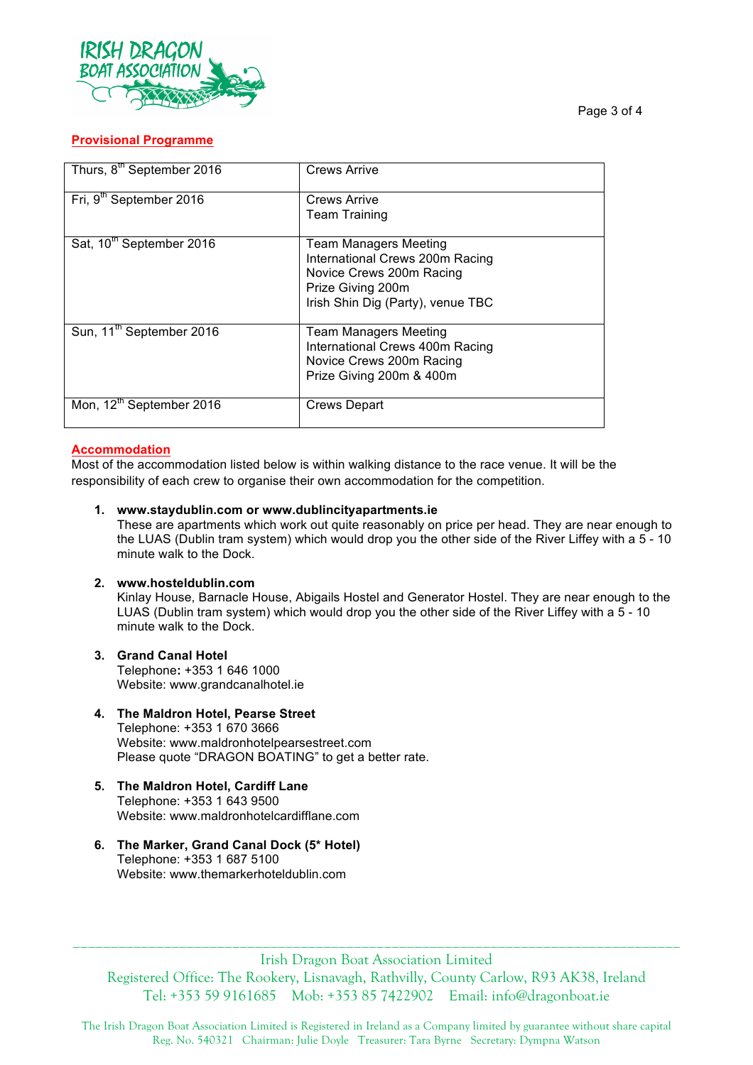## Provisional Programme

| | |
|---|---|
| Thurs, 8th September 2016 | Crews Arrive |
| Fri, 9th September 2016 | Crews Arrive<br>Team Training |
| Sat, 10th September 2016 | Team Managers Meeting<br>International Crews 200m Racing<br>Novice Crews 200m Racing<br>Prize Giving 200m<br>Irish Shin Dig (Party), venue TBC |
| Sun, 11th September 2016 | Team Managers Meeting<br>International Crews 400m Racing<br>Novice Crews 200m Racing<br>Prize Giving 200m & 400m |
| Mon, 12th September 2016 | Crews Depart |

## Accommodation

Most of the accommodation listed below is within walking distance to the race venue. It will be the responsibility of each crew to organise their own accommodation for the competition.

1. **www.staydublin.com or www.dublincityapartments.ie**
   These are apartments which work out quite reasonably on price per head. They are near enough to the LUAS (Dublin tram system) which would drop you the other side of the River Liffey with a 5 - 10 minute walk to the Dock.

2. **www.hosteldublin.com**
   Kinlay House, Barnacle House, Abigails Hostel and Generator Hostel. They are near enough to the LUAS (Dublin tram system) which would drop you the other side of the River Liffey with a 5 - 10 minute walk to the Dock.

3. **Grand Canal Hotel**
   Telephone**:** +353 1 646 1000
   Website: www.grandcanalhotel.ie

4. **The Maldron Hotel, Pearse Street**
   Telephone: +353 1 670 3666
   Website: www.maldronhotelpearsestreet.com
   Please quote "DRAGON BOATING" to get a better rate.

5. **The Maldron Hotel, Cardiff Lane**
   Telephone: +353 1 643 9500
   Website: www.maldronhotelcardifflane.com

6. **The Marker, Grand Canal Dock (5* Hotel)**
   Telephone: +353 1 687 5100
   Website: www.themarkerhoteldublin.com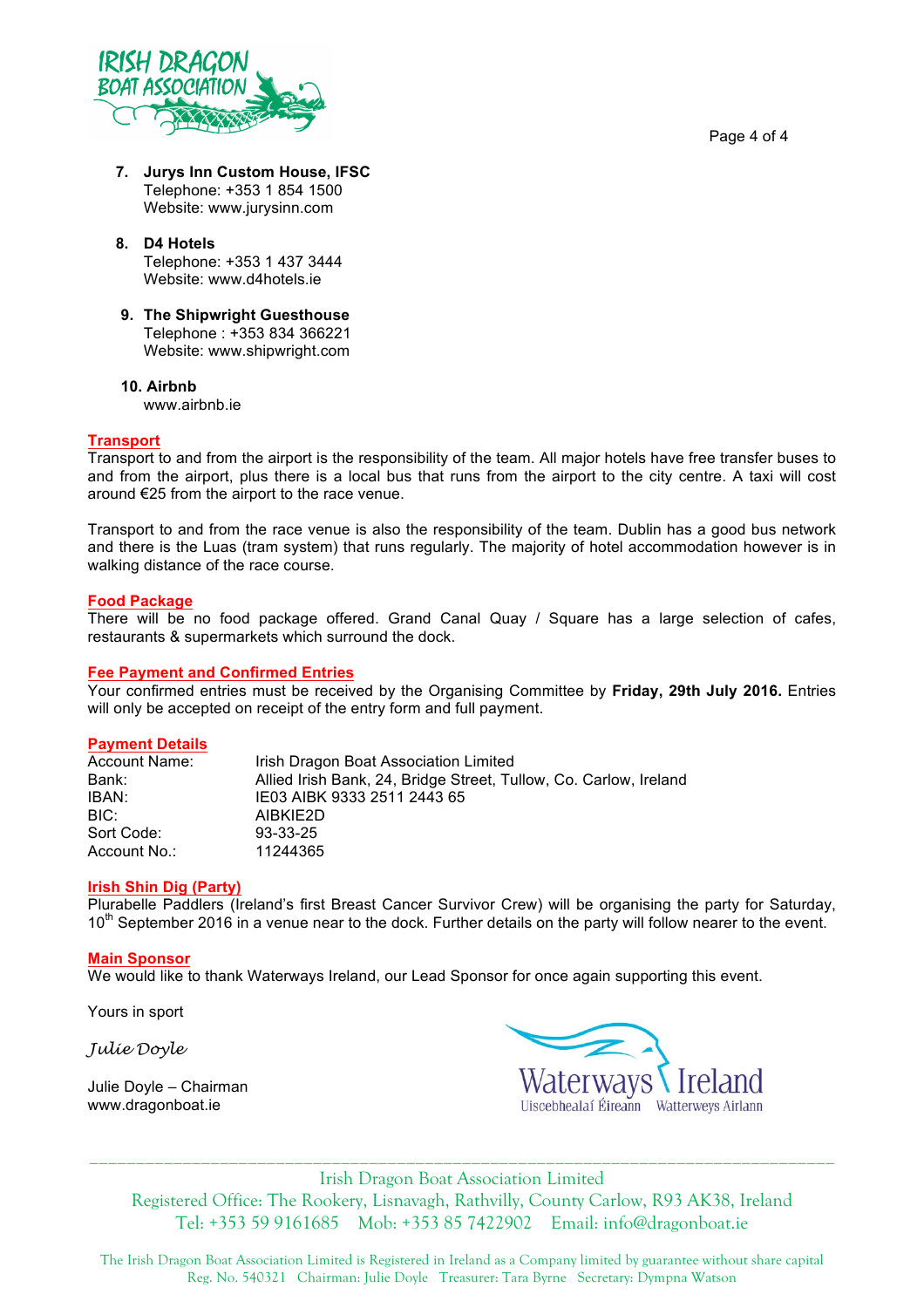7. **Jurys Inn Custom House, IFSC**
   Telephone: +353 1 854 1500
   Website: www.jurysinn.com

8. **D4 Hotels**
   Telephone: +353 1 437 3444
   Website: www.d4hotels.ie

9. **The Shipwright Guesthouse**
   Telephone : +353 834 366221
   Website: www.shipwright.com

10. **Airbnb**
    www.airbnb.ie

## Transport

Transport to and from the airport is the responsibility of the team. All major hotels have free transfer buses to and from the airport, plus there is a local bus that runs from the airport to the city centre. A taxi will cost around €25 from the airport to the race venue.

Transport to and from the race venue is also the responsibility of the team. Dublin has a good bus network and there is the Luas (tram system) that runs regularly. The majority of hotel accommodation however is in walking distance of the race course.

## Food Package

There will be no food package offered. Grand Canal Quay / Square has a large selection of cafes, restaurants & supermarkets which surround the dock.

## Fee Payment and Confirmed Entries

Your confirmed entries must be received by the Organising Committee by **Friday, 29th July 2016.** Entries will only be accepted on receipt of the entry form and full payment.

## Payment Details

| | |
|---|---|
| Account Name: | Irish Dragon Boat Association Limited |
| Bank: | Allied Irish Bank, 24, Bridge Street, Tullow, Co. Carlow, Ireland |
| IBAN: | IE03 AIBK 9333 2511 2443 65 |
| BIC: | AIBKIE2D |
| Sort Code: | 93-33-25 |
| Account No.: | 11244365 |

## Irish Shin Dig (Party)

Plurabelle Paddlers (Ireland's first Breast Cancer Survivor Crew) will be organising the party for Saturday, 10th September 2016 in a venue near to the dock. Further details on the party will follow nearer to the event.

## Main Sponsor

We would like to thank Waterways Ireland, our Lead Sponsor for once again supporting this event.

Yours in sport

*Julie Doyle*

Julie Doyle – Chairman
www.dragonboat.ie

Waterways Ireland
Uiscebhealaí Éireann Watterweys Airlann

Irish Dragon Boat Association Limited
Registered Office: The Rookery, Lisnavagh, Rathvilly, County Carlow, R93 AK38, Ireland
Tel: +353 59 9161685 Mob: +353 85 7422902 Email: info@dragonboat.ie

The Irish Dragon Boat Association Limited is Registered in Ireland as a Company limited by guarantee without share capital
Reg. No. 540321 Chairman: Julie Doyle Treasurer: Tara Byrne Secretary: Dympna Watson